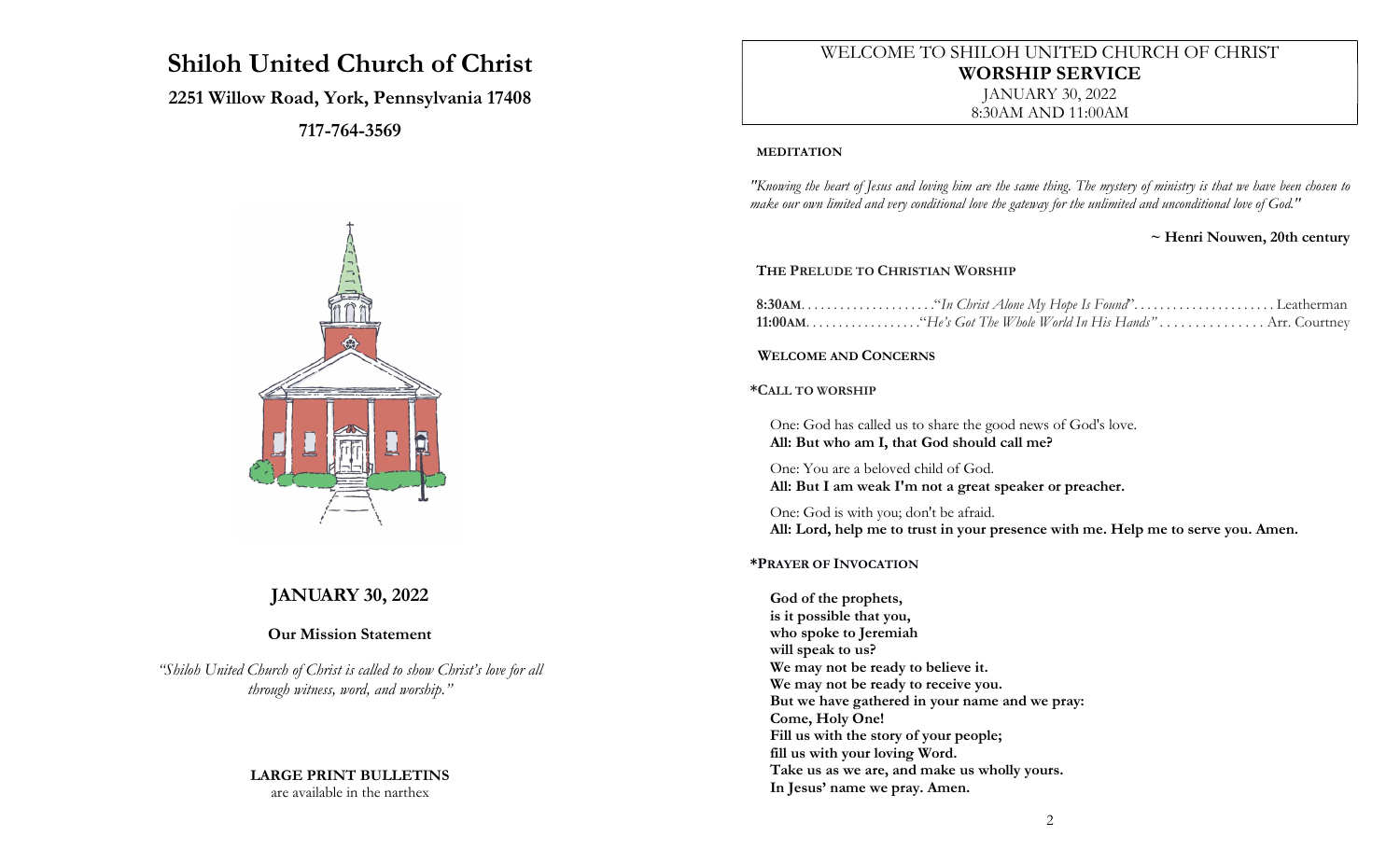# Shiloh United Church of Christ

**2251 Willow Road, York, Pennsylvania 17408**

**717-764-3569**

## JANUARY 30, 2022

**Our Mission Statement**

*"Shiloh United Church of Christ is called to show Christ's love for all through witness, word, and worship."*

**LARGE PRINT BULLETINS**
are available in the narthex

WELCOME TO SHILOH UNITED CHURCH OF CHRIST
**WORSHIP SERVICE**
JANUARY 30, 2022
8:30AM AND 11:00AM

**MEDITATION**

*"Knowing the heart of Jesus and loving him are the same thing. The mystery of ministry is that we have been chosen to make our own limited and very conditional love the gateway for the unlimited and unconditional love of God."*

**~ Henri Nouwen, 20th century**

**THE PRELUDE TO CHRISTIAN WORSHIP**

**8:30AM**. . . . . . . . . . . . . . . . . . . .*"In Christ Alone My Hope Is Found"*. . . . . . . . . . . . . . . . . . . . . Leatherman
**11:00AM**. . . . . . . . . . . . . . . . .*"He's Got The Whole World In His Hands"* . . . . . . . . . . . . . . . Arr. Courtney

**WELCOME AND CONCERNS**

**\*CALL TO WORSHIP**

One: God has called us to share the good news of God's love.
**All: But who am I, that God should call me?**

One: You are a beloved child of God.
**All: But I am weak I'm not a great speaker or preacher.**

One: God is with you; don't be afraid.
**All: Lord, help me to trust in your presence with me. Help me to serve you. Amen.**

**\*PRAYER OF INVOCATION**

**God of the prophets,**
**is it possible that you,**
**who spoke to Jeremiah**
**will speak to us?**
**We may not be ready to believe it.**
**We may not be ready to receive you.**
**But we have gathered in your name and we pray:**
**Come, Holy One!**
**Fill us with the story of your people;**
**fill us with your loving Word.**
**Take us as we are, and make us wholly yours.**
**In Jesus' name we pray. Amen.**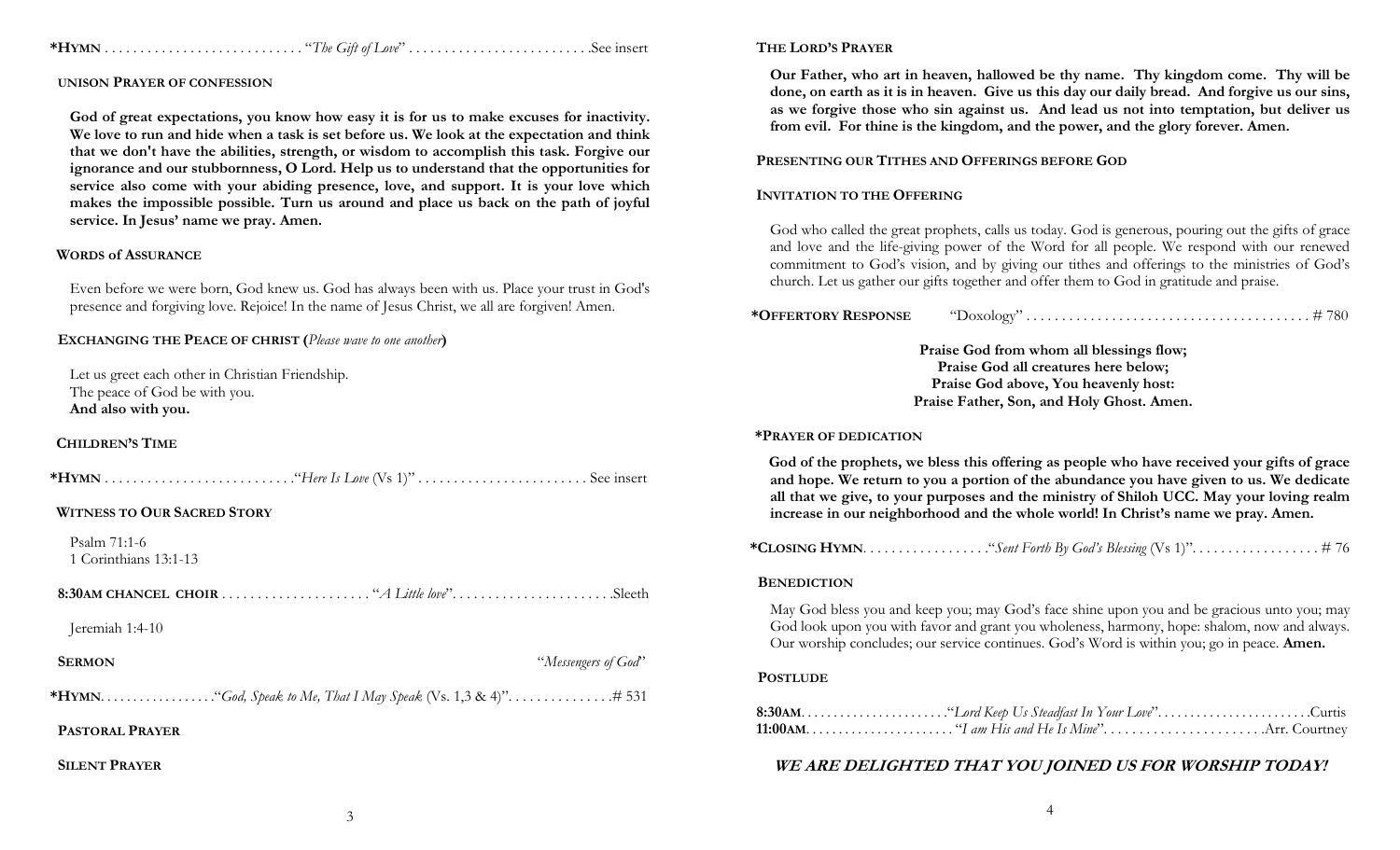**\*HYMN** . . . . . . . . . . . . . . . . . . . . . . . . . . . "*The Gift of Love*" . . . . . . . . . . . . . . . . . . . . . . . . . .See insert

**UNISON PRAYER OF CONFESSION**

**God of great expectations, you know how easy it is for us to make excuses for inactivity. We love to run and hide when a task is set before us. We look at the expectation and think that we don't have the abilities, strength, or wisdom to accomplish this task. Forgive our ignorance and our stubbornness, O Lord. Help us to understand that the opportunities for service also come with your abiding presence, love, and support. It is your love which makes the impossible possible. Turn us around and place us back on the path of joyful service. In Jesus' name we pray. Amen.**

**WORDS of ASSURANCE**

Even before we were born, God knew us. God has always been with us. Place your trust in God's presence and forgiving love. Rejoice! In the name of Jesus Christ, we all are forgiven! Amen.

**EXCHANGING THE PEACE OF CHRIST (***Please wave to one another***)**

Let us greet each other in Christian Friendship.
The peace of God be with you.
**And also with you.**

**CHILDREN'S TIME**

**\*HYMN** . . . . . . . . . . . . . . . . . . . . . . . . . . ."*Here Is Love* (Vs 1)" . . . . . . . . . . . . . . . . . . . . . . . . See insert

**WITNESS TO OUR SACRED STORY**

Psalm 71:1-6
1 Corinthians 13:1-13

**8:30AM CHANCEL CHOIR** . . . . . . . . . . . . . . . . . . . . . "*A Little love*". . . . . . . . . . . . . . . . . . . . . . .Sleeth

Jeremiah 1:4-10

**SERMON** "*Messengers of God*"

**\*HYMN**. . . . . . . . . . . . . . . . . ."*God, Speak to Me, That I May Speak* (Vs. 1,3 & 4)". . . . . . . . . . . . . . .# 531

**PASTORAL PRAYER**

**SILENT PRAYER**

**THE LORD'S PRAYER**

**Our Father, who art in heaven, hallowed be thy name. Thy kingdom come. Thy will be done, on earth as it is in heaven. Give us this day our daily bread. And forgive us our sins, as we forgive those who sin against us. And lead us not into temptation, but deliver us from evil. For thine is the kingdom, and the power, and the glory forever. Amen.**

**PRESENTING OUR TITHES AND OFFERINGS BEFORE GOD**

**INVITATION TO THE OFFERING**

God who called the great prophets, calls us today. God is generous, pouring out the gifts of grace and love and the life-giving power of the Word for all people. We respond with our renewed commitment to God's vision, and by giving our tithes and offerings to the ministries of God's church. Let us gather our gifts together and offer them to God in gratitude and praise.

**\*OFFERTORY RESPONSE** "Doxology" . . . . . . . . . . . . . . . . . . . . . . . . . . . . . . . . . . . . . . . # 780

**Praise God from whom all blessings flow;**
**Praise God all creatures here below;**
**Praise God above, You heavenly host:**
**Praise Father, Son, and Holy Ghost. Amen.**

**\*PRAYER OF DEDICATION**

**God of the prophets, we bless this offering as people who have received your gifts of grace and hope. We return to you a portion of the abundance you have given to us. We dedicate all that we give, to your purposes and the ministry of Shiloh UCC. May your loving realm increase in our neighborhood and the whole world! In Christ's name we pray. Amen.**

**\*CLOSING HYMN**. . . . . . . . . . . . . . . . . ."*Sent Forth By God's Blessing* (Vs 1)". . . . . . . . . . . . . . . . . . # 76

**BENEDICTION**

May God bless you and keep you; may God's face shine upon you and be gracious unto you; may God look upon you with favor and grant you wholeness, harmony, hope: shalom, now and always. Our worship concludes; our service continues. God's Word is within you; go in peace. **Amen.**

**POSTLUDE**

**8:30AM**. . . . . . . . . . . . . . . . . . . . . ."*Lord Keep Us Steadfast In Your Love*". . . . . . . . . . . . . . . . . . . . . . .Curtis
**11:00AM**. . . . . . . . . . . . . . . . . . . . . . "*I am His and He Is Mine*". . . . . . . . . . . . . . . . . . . . . .Arr. Courtney

***WE ARE DELIGHTED THAT YOU JOINED US FOR WORSHIP TODAY!***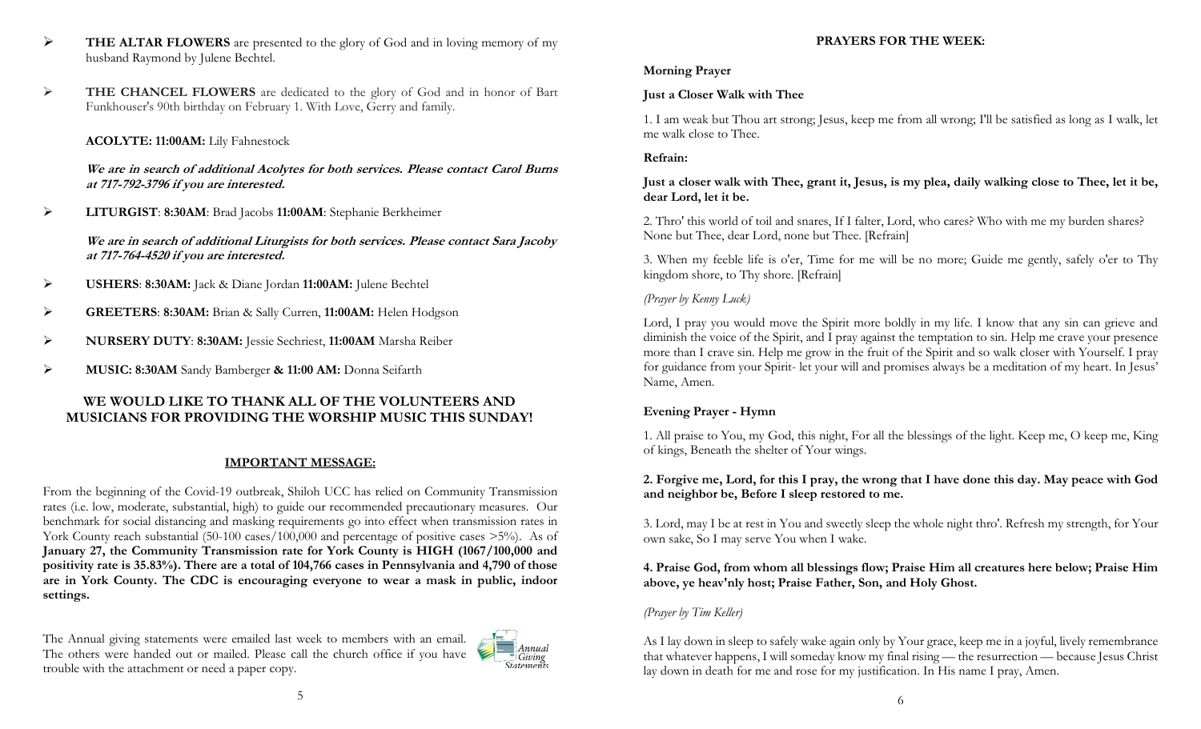- **THE ALTAR FLOWERS** are presented to the glory of God and in loving memory of my husband Raymond by Julene Bechtel.
- **THE CHANCEL FLOWERS** are dedicated to the glory of God and in honor of Bart Funkhouser's 90th birthday on February 1. With Love, Gerry and family.

**ACOLYTE: 11:00AM:** Lily Fahnestock

***We are in search of additional Acolytes for both services. Please contact Carol Burns at 717-792-3796 if you are interested.***

- **LITURGIST**: **8:30AM**: Brad Jacobs **11:00AM**: Stephanie Berkheimer

***We are in search of additional Liturgists for both services. Please contact Sara Jacoby at 717-764-4520 if you are interested.***

- **USHERS**: **8:30AM:** Jack & Diane Jordan **11:00AM:** Julene Bechtel
- **GREETERS**: **8:30AM:** Brian & Sally Curren, **11:00AM:** Helen Hodgson
- **NURSERY DUTY**: **8:30AM:** Jessie Sechriest, **11:00AM** Marsha Reiber
- **MUSIC: 8:30AM** Sandy Bamberger **& 11:00 AM:** Donna Seifarth

**WE WOULD LIKE TO THANK ALL OF THE VOLUNTEERS AND MUSICIANS FOR PROVIDING THE WORSHIP MUSIC THIS SUNDAY!**

## IMPORTANT MESSAGE:

From the beginning of the Covid-19 outbreak, Shiloh UCC has relied on Community Transmission rates (i.e. low, moderate, substantial, high) to guide our recommended precautionary measures. Our benchmark for social distancing and masking requirements go into effect when transmission rates in York County reach substantial (50-100 cases/100,000 and percentage of positive cases >5%). As of **January 27, the Community Transmission rate for York County is HIGH (1067/100,000 and positivity rate is 35.83%). There are a total of 104,766 cases in Pennsylvania and 4,790 of those are in York County. The CDC is encouraging everyone to wear a mask in public, indoor settings.**

The Annual giving statements were emailed last week to members with an email. The others were handed out or mailed. Please call the church office if you have trouble with the attachment or need a paper copy.

## PRAYERS FOR THE WEEK:

**Morning Prayer**

**Just a Closer Walk with Thee**

1. I am weak but Thou art strong; Jesus, keep me from all wrong; I'll be satisfied as long as I walk, let me walk close to Thee.

**Refrain:**

**Just a closer walk with Thee, grant it, Jesus, is my plea, daily walking close to Thee, let it be, dear Lord, let it be.**

2. Thro' this world of toil and snares, If I falter, Lord, who cares? Who with me my burden shares? None but Thee, dear Lord, none but Thee. [Refrain]

3. When my feeble life is o'er, Time for me will be no more; Guide me gently, safely o'er to Thy kingdom shore, to Thy shore. [Refrain]

*(Prayer by Kenny Luck)*

Lord, I pray you would move the Spirit more boldly in my life. I know that any sin can grieve and diminish the voice of the Spirit, and I pray against the temptation to sin. Help me crave your presence more than I crave sin. Help me grow in the fruit of the Spirit and so walk closer with Yourself. I pray for guidance from your Spirit- let your will and promises always be a meditation of my heart. In Jesus' Name, Amen.

**Evening Prayer - Hymn**

1. All praise to You, my God, this night, For all the blessings of the light. Keep me, O keep me, King of kings, Beneath the shelter of Your wings.

**2. Forgive me, Lord, for this I pray, the wrong that I have done this day. May peace with God and neighbor be, Before I sleep restored to me.**

3. Lord, may I be at rest in You and sweetly sleep the whole night thro'. Refresh my strength, for Your own sake, So I may serve You when I wake.

**4. Praise God, from whom all blessings flow; Praise Him all creatures here below; Praise Him above, ye heav'nly host; Praise Father, Son, and Holy Ghost.**

*(Prayer by Tim Keller)*

As I lay down in sleep to safely wake again only by Your grace, keep me in a joyful, lively remembrance that whatever happens, I will someday know my final rising — the resurrection — because Jesus Christ lay down in death for me and rose for my justification. In His name I pray, Amen.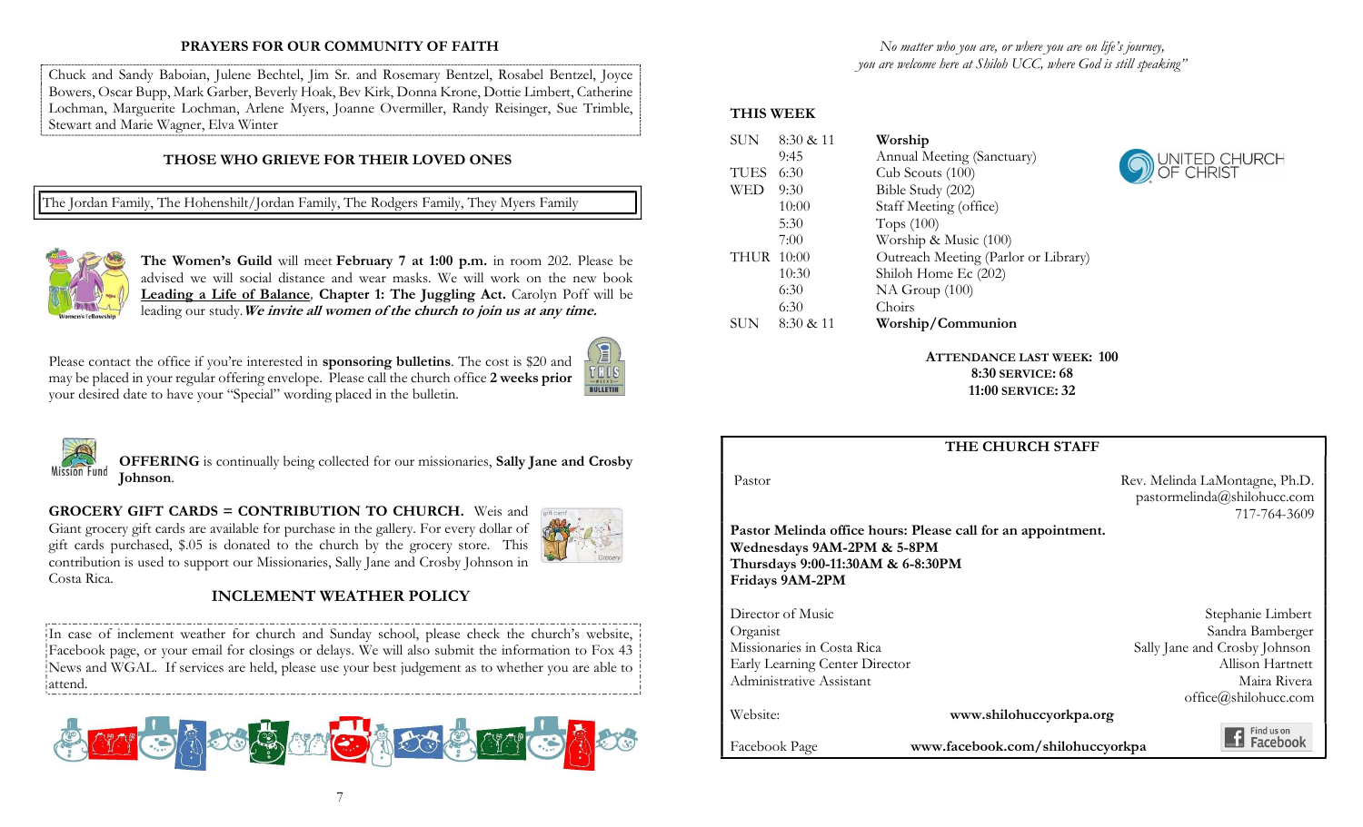## PRAYERS FOR OUR COMMUNITY OF FAITH

Chuck and Sandy Baboian, Julene Bechtel, Jim Sr. and Rosemary Bentzel, Rosabel Bentzel, Joyce Bowers, Oscar Bupp, Mark Garber, Beverly Hoak, Bev Kirk, Donna Krone, Dottie Limbert, Catherine Lochman, Marguerite Lochman, Arlene Myers, Joanne Overmiller, Randy Reisinger, Sue Trimble, Stewart and Marie Wagner, Elva Winter

## THOSE WHO GRIEVE FOR THEIR LOVED ONES

The Jordan Family, The Hohenshilt/Jordan Family, The Rodgers Family, They Myers Family

**The Women's Guild** will meet **February 7 at 1:00 p.m.** in room 202. Please be advised we will social distance and wear masks. We will work on the new book **Leading a Life of Balance**, **Chapter 1: The Juggling Act.** Carolyn Poff will be leading our study. ***We invite all women of the church to join us at any time.***

Please contact the office if you're interested in **sponsoring bulletins**. The cost is $20 and may be placed in your regular offering envelope. Please call the church office **2 weeks prior** your desired date to have your "Special" wording placed in the bulletin.

**OFFERING** is continually being collected for our missionaries, **Sally Jane and Crosby Johnson**.

**GROCERY GIFT CARDS = CONTRIBUTION TO CHURCH.** Weis and Giant grocery gift cards are available for purchase in the gallery. For every dollar of gift cards purchased, $.05 is donated to the church by the grocery store. This contribution is used to support our Missionaries, Sally Jane and Crosby Johnson in Costa Rica.

## INCLEMENT WEATHER POLICY

In case of inclement weather for church and Sunday school, please check the church's website, Facebook page, or your email for closings or delays. We will also submit the information to Fox 43 News and WGAL. If services are held, please use your best judgement as to whether you are able to attend.

*No matter who you are, or where you are on life's journey, you are welcome here at Shiloh UCC, where God is still speaking"*

## THIS WEEK

| | | |
|---|---|---|
| SUN | 8:30 & 11 | **Worship** |
| | 9:45 | Annual Meeting (Sanctuary) |
| TUES | 6:30 | Cub Scouts (100) |
| WED | 9:30 | Bible Study (202) |
| | 10:00 | Staff Meeting (office) |
| | 5:30 | Tops (100) |
| | 7:00 | Worship & Music (100) |
| THUR | 10:00 | Outreach Meeting (Parlor or Library) |
| | 10:30 | Shiloh Home Ec (202) |
| | 6:30 | NA Group (100) |
| | 6:30 | Choirs |
| SUN | 8:30 & 11 | **Worship/Communion** |

**ATTENDANCE LAST WEEK: 100**
**8:30 SERVICE: 68**
**11:00 SERVICE: 32**

## THE CHURCH STAFF

Pastor — Rev. Melinda LaMontagne, Ph.D.
pastormelinda@shilohucc.com
717-764-3609

**Pastor Melinda office hours: Please call for an appointment.**
**Wednesdays 9AM-2PM & 5-8PM**
**Thursdays 9:00-11:30AM & 6-8:30PM**
**Fridays 9AM-2PM**

| | |
|---|---|
| Director of Music | Stephanie Limbert |
| Organist | Sandra Bamberger |
| Missionaries in Costa Rica | Sally Jane and Crosby Johnson |
| Early Learning Center Director | Allison Hartnett |
| Administrative Assistant | Maira Rivera<br>office@shilohucc.com |

Website: **www.shilohuccyorkpa.org**

Facebook Page **www.facebook.com/shilohuccyorkpa**